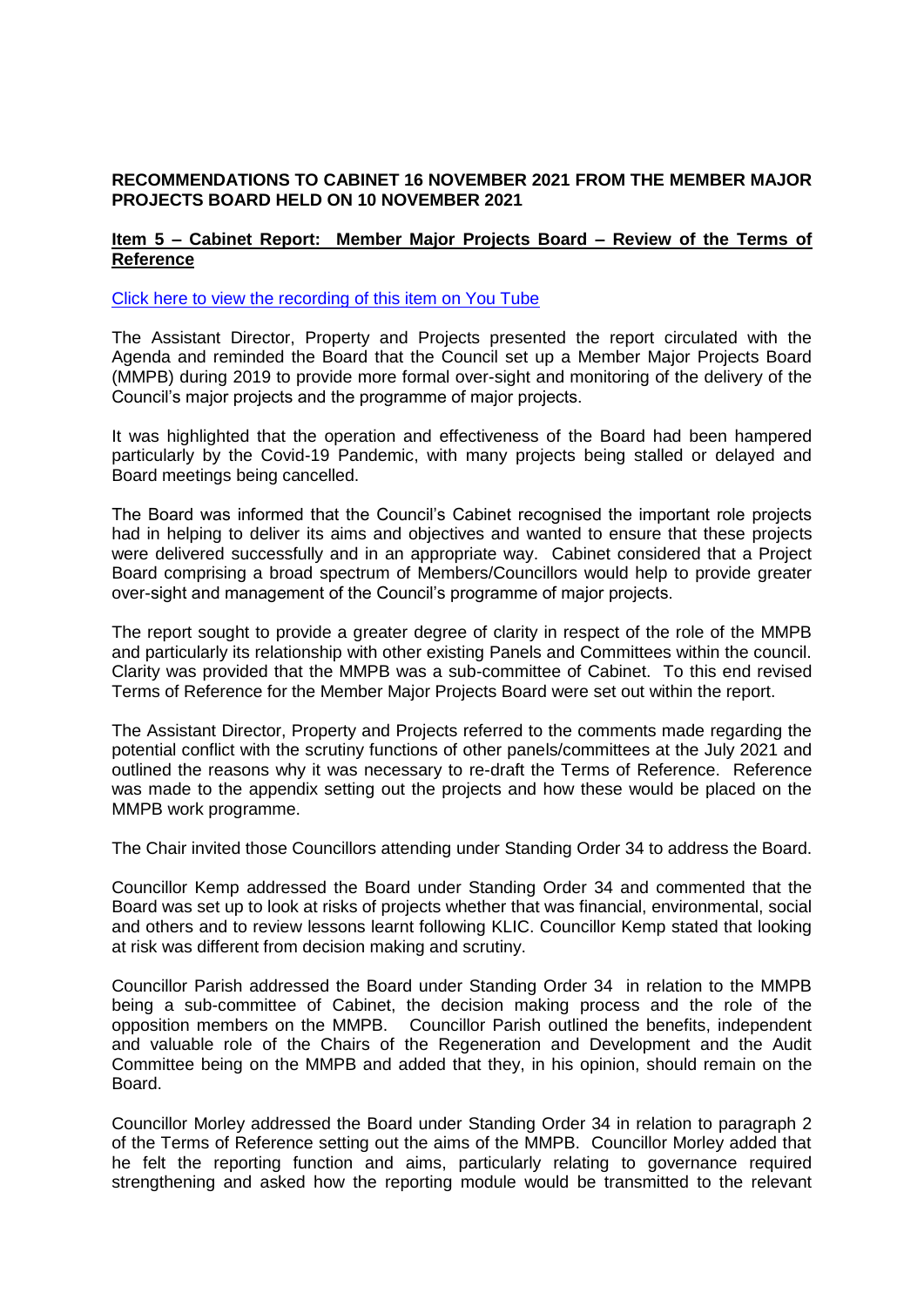**RECOMMENDATIONS TO CABINET 16 NOVEMBER 2021 FROM THE MEMBER MAJOR PROJECTS BOARD HELD ON 10 NOVEMBER 2021**

**Item 5 – Cabinet Report: Member Major Projects Board – Review of the Terms of Reference**

[Click here to view the recording of this item on You Tube]

The Assistant Director, Property and Projects presented the report circulated with the Agenda and reminded the Board that the Council set up a Member Major Projects Board (MMPB) during 2019 to provide more formal over-sight and monitoring of the delivery of the Council's major projects and the programme of major projects.

It was highlighted that the operation and effectiveness of the Board had been hampered particularly by the Covid-19 Pandemic, with many projects being stalled or delayed and Board meetings being cancelled.

The Board was informed that the Council's Cabinet recognised the important role projects had in helping to deliver its aims and objectives and wanted to ensure that these projects were delivered successfully and in an appropriate way. Cabinet considered that a Project Board comprising a broad spectrum of Members/Councillors would help to provide greater over-sight and management of the Council's programme of major projects.

The report sought to provide a greater degree of clarity in respect of the role of the MMPB and particularly its relationship with other existing Panels and Committees within the council. Clarity was provided that the MMPB was a sub-committee of Cabinet. To this end revised Terms of Reference for the Member Major Projects Board were set out within the report.

The Assistant Director, Property and Projects referred to the comments made regarding the potential conflict with the scrutiny functions of other panels/committees at the July 2021 and outlined the reasons why it was necessary to re-draft the Terms of Reference. Reference was made to the appendix setting out the projects and how these would be placed on the MMPB work programme.

The Chair invited those Councillors attending under Standing Order 34 to address the Board.

Councillor Kemp addressed the Board under Standing Order 34 and commented that the Board was set up to look at risks of projects whether that was financial, environmental, social and others and to review lessons learnt following KLIC. Councillor Kemp stated that looking at risk was different from decision making and scrutiny.

Councillor Parish addressed the Board under Standing Order 34 in relation to the MMPB being a sub-committee of Cabinet, the decision making process and the role of the opposition members on the MMPB. Councillor Parish outlined the benefits, independent and valuable role of the Chairs of the Regeneration and Development and the Audit Committee being on the MMPB and added that they, in his opinion, should remain on the Board.

Councillor Morley addressed the Board under Standing Order 34 in relation to paragraph 2 of the Terms of Reference setting out the aims of the MMPB. Councillor Morley added that he felt the reporting function and aims, particularly relating to governance required strengthening and asked how the reporting module would be transmitted to the relevant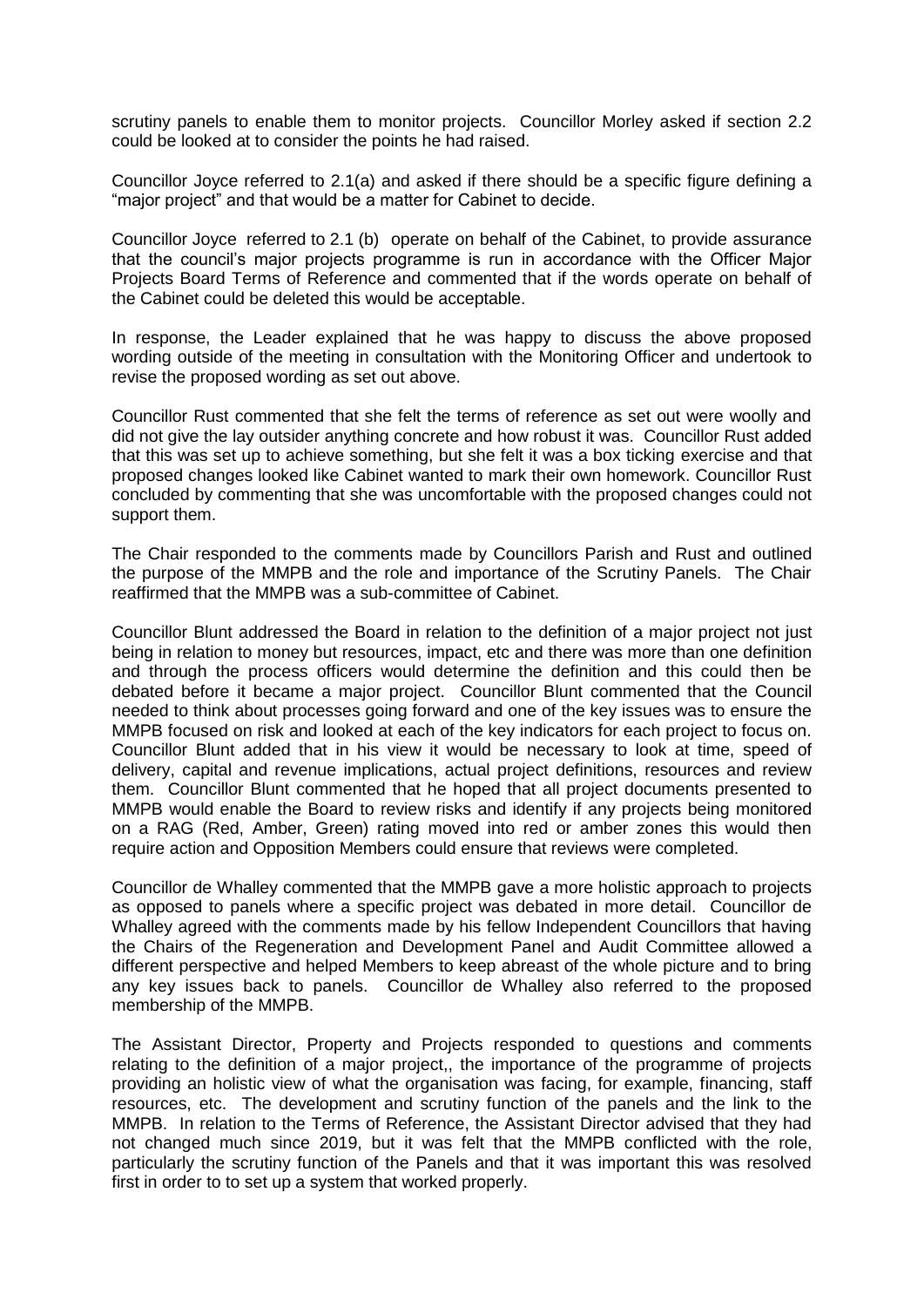scrutiny panels to enable them to monitor projects. Councillor Morley asked if section 2.2 could be looked at to consider the points he had raised.

Councillor Joyce referred to 2.1(a) and asked if there should be a specific figure defining a "major project" and that would be a matter for Cabinet to decide.

Councillor Joyce referred to 2.1 (b) operate on behalf of the Cabinet, to provide assurance that the council's major projects programme is run in accordance with the Officer Major Projects Board Terms of Reference and commented that if the words operate on behalf of the Cabinet could be deleted this would be acceptable.

In response, the Leader explained that he was happy to discuss the above proposed wording outside of the meeting in consultation with the Monitoring Officer and undertook to revise the proposed wording as set out above.

Councillor Rust commented that she felt the terms of reference as set out were woolly and did not give the lay outsider anything concrete and how robust it was. Councillor Rust added that this was set up to achieve something, but she felt it was a box ticking exercise and that proposed changes looked like Cabinet wanted to mark their own homework. Councillor Rust concluded by commenting that she was uncomfortable with the proposed changes could not support them.

The Chair responded to the comments made by Councillors Parish and Rust and outlined the purpose of the MMPB and the role and importance of the Scrutiny Panels. The Chair reaffirmed that the MMPB was a sub-committee of Cabinet.

Councillor Blunt addressed the Board in relation to the definition of a major project not just being in relation to money but resources, impact, etc and there was more than one definition and through the process officers would determine the definition and this could then be debated before it became a major project. Councillor Blunt commented that the Council needed to think about processes going forward and one of the key issues was to ensure the MMPB focused on risk and looked at each of the key indicators for each project to focus on. Councillor Blunt added that in his view it would be necessary to look at time, speed of delivery, capital and revenue implications, actual project definitions, resources and review them. Councillor Blunt commented that he hoped that all project documents presented to MMPB would enable the Board to review risks and identify if any projects being monitored on a RAG (Red, Amber, Green) rating moved into red or amber zones this would then require action and Opposition Members could ensure that reviews were completed.

Councillor de Whalley commented that the MMPB gave a more holistic approach to projects as opposed to panels where a specific project was debated in more detail. Councillor de Whalley agreed with the comments made by his fellow Independent Councillors that having the Chairs of the Regeneration and Development Panel and Audit Committee allowed a different perspective and helped Members to keep abreast of the whole picture and to bring any key issues back to panels. Councillor de Whalley also referred to the proposed membership of the MMPB.

The Assistant Director, Property and Projects responded to questions and comments relating to the definition of a major project,, the importance of the programme of projects providing an holistic view of what the organisation was facing, for example, financing, staff resources, etc. The development and scrutiny function of the panels and the link to the MMPB. In relation to the Terms of Reference, the Assistant Director advised that they had not changed much since 2019, but it was felt that the MMPB conflicted with the role, particularly the scrutiny function of the Panels and that it was important this was resolved first in order to to set up a system that worked properly.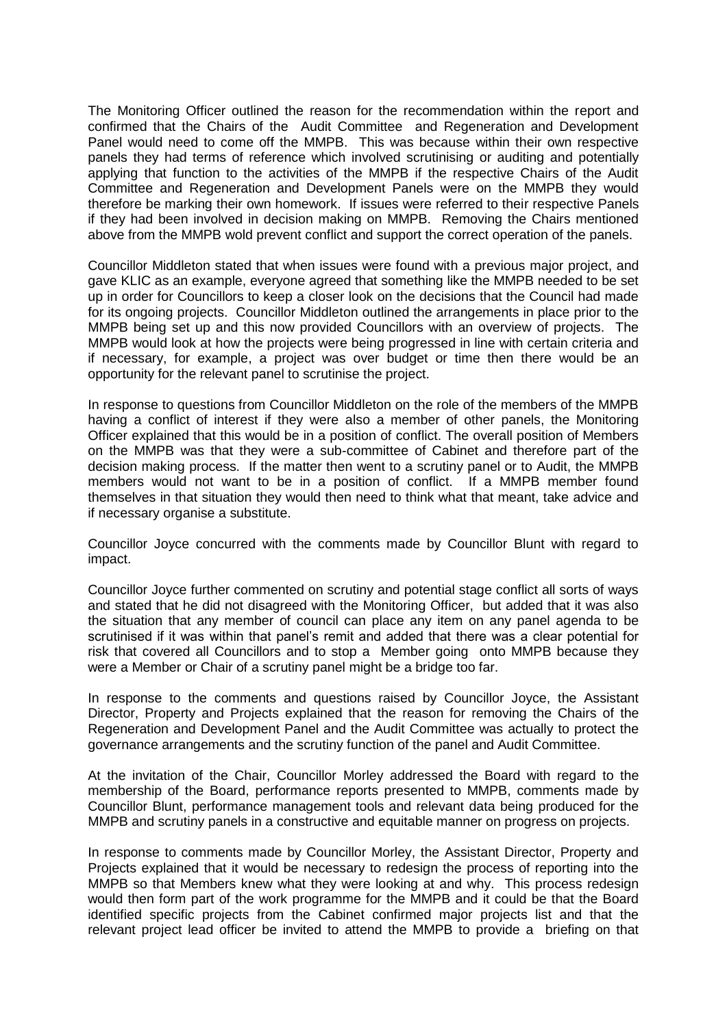The Monitoring Officer outlined the reason for the recommendation within the report and confirmed that the Chairs of the Audit Committee and Regeneration and Development Panel would need to come off the MMPB. This was because within their own respective panels they had terms of reference which involved scrutinising or auditing and potentially applying that function to the activities of the MMPB if the respective Chairs of the Audit Committee and Regeneration and Development Panels were on the MMPB they would therefore be marking their own homework. If issues were referred to their respective Panels if they had been involved in decision making on MMPB. Removing the Chairs mentioned above from the MMPB wold prevent conflict and support the correct operation of the panels.

Councillor Middleton stated that when issues were found with a previous major project, and gave KLIC as an example, everyone agreed that something like the MMPB needed to be set up in order for Councillors to keep a closer look on the decisions that the Council had made for its ongoing projects. Councillor Middleton outlined the arrangements in place prior to the MMPB being set up and this now provided Councillors with an overview of projects. The MMPB would look at how the projects were being progressed in line with certain criteria and if necessary, for example, a project was over budget or time then there would be an opportunity for the relevant panel to scrutinise the project.

In response to questions from Councillor Middleton on the role of the members of the MMPB having a conflict of interest if they were also a member of other panels, the Monitoring Officer explained that this would be in a position of conflict. The overall position of Members on the MMPB was that they were a sub-committee of Cabinet and therefore part of the decision making process. If the matter then went to a scrutiny panel or to Audit, the MMPB members would not want to be in a position of conflict. If a MMPB member found themselves in that situation they would then need to think what that meant, take advice and if necessary organise a substitute.

Councillor Joyce concurred with the comments made by Councillor Blunt with regard to impact.

Councillor Joyce further commented on scrutiny and potential stage conflict all sorts of ways and stated that he did not disagreed with the Monitoring Officer, but added that it was also the situation that any member of council can place any item on any panel agenda to be scrutinised if it was within that panel's remit and added that there was a clear potential for risk that covered all Councillors and to stop a Member going onto MMPB because they were a Member or Chair of a scrutiny panel might be a bridge too far.

In response to the comments and questions raised by Councillor Joyce, the Assistant Director, Property and Projects explained that the reason for removing the Chairs of the Regeneration and Development Panel and the Audit Committee was actually to protect the governance arrangements and the scrutiny function of the panel and Audit Committee.

At the invitation of the Chair, Councillor Morley addressed the Board with regard to the membership of the Board, performance reports presented to MMPB, comments made by Councillor Blunt, performance management tools and relevant data being produced for the MMPB and scrutiny panels in a constructive and equitable manner on progress on projects.

In response to comments made by Councillor Morley, the Assistant Director, Property and Projects explained that it would be necessary to redesign the process of reporting into the MMPB so that Members knew what they were looking at and why. This process redesign would then form part of the work programme for the MMPB and it could be that the Board identified specific projects from the Cabinet confirmed major projects list and that the relevant project lead officer be invited to attend the MMPB to provide a briefing on that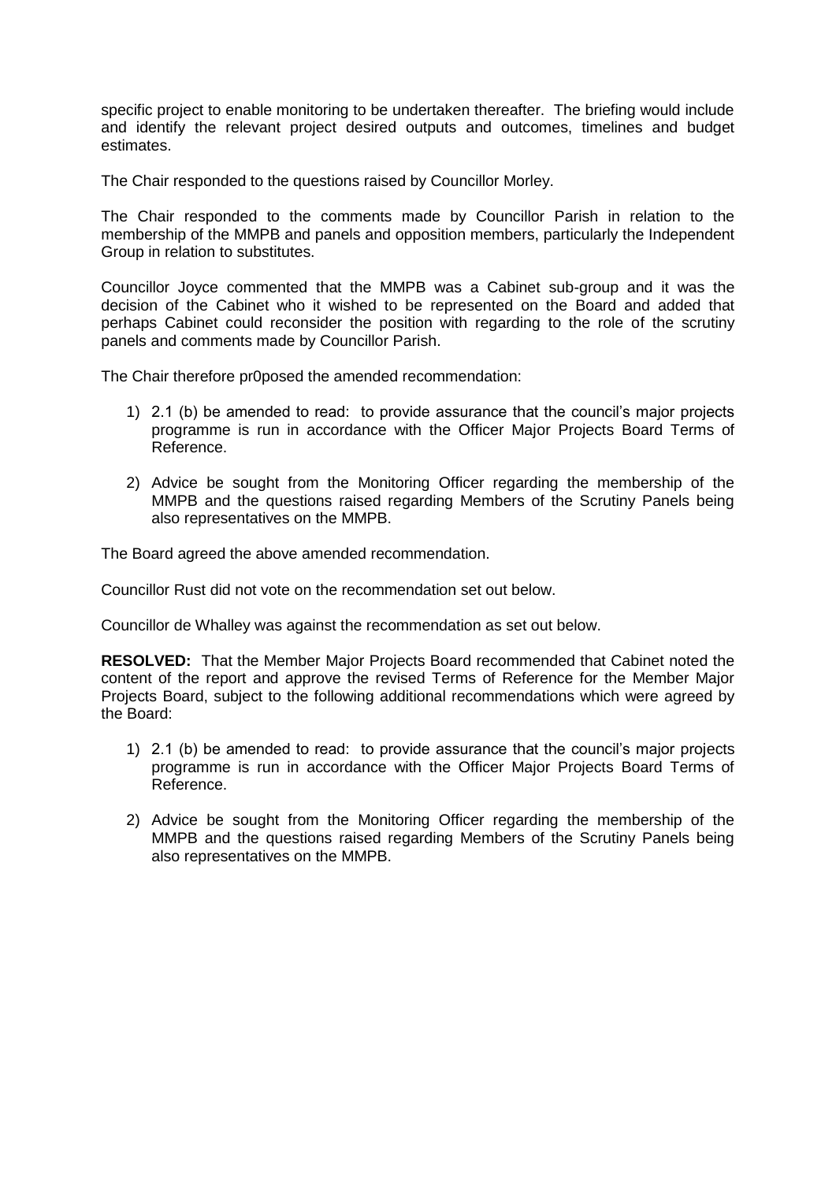specific project to enable monitoring to be undertaken thereafter. The briefing would include and identify the relevant project desired outputs and outcomes, timelines and budget estimates.

The Chair responded to the questions raised by Councillor Morley.

The Chair responded to the comments made by Councillor Parish in relation to the membership of the MMPB and panels and opposition members, particularly the Independent Group in relation to substitutes.

Councillor Joyce commented that the MMPB was a Cabinet sub-group and it was the decision of the Cabinet who it wished to be represented on the Board and added that perhaps Cabinet could reconsider the position with regarding to the role of the scrutiny panels and comments made by Councillor Parish.

The Chair therefore pr0posed the amended recommendation:

1) 2.1 (b) be amended to read: to provide assurance that the council's major projects programme is run in accordance with the Officer Major Projects Board Terms of Reference.
2) Advice be sought from the Monitoring Officer regarding the membership of the MMPB and the questions raised regarding Members of the Scrutiny Panels being also representatives on the MMPB.

The Board agreed the above amended recommendation.

Councillor Rust did not vote on the recommendation set out below.

Councillor de Whalley was against the recommendation as set out below.

**RESOLVED:** That the Member Major Projects Board recommended that Cabinet noted the content of the report and approve the revised Terms of Reference for the Member Major Projects Board, subject to the following additional recommendations which were agreed by the Board:

1) 2.1 (b) be amended to read: to provide assurance that the council's major projects programme is run in accordance with the Officer Major Projects Board Terms of Reference.
2) Advice be sought from the Monitoring Officer regarding the membership of the MMPB and the questions raised regarding Members of the Scrutiny Panels being also representatives on the MMPB.